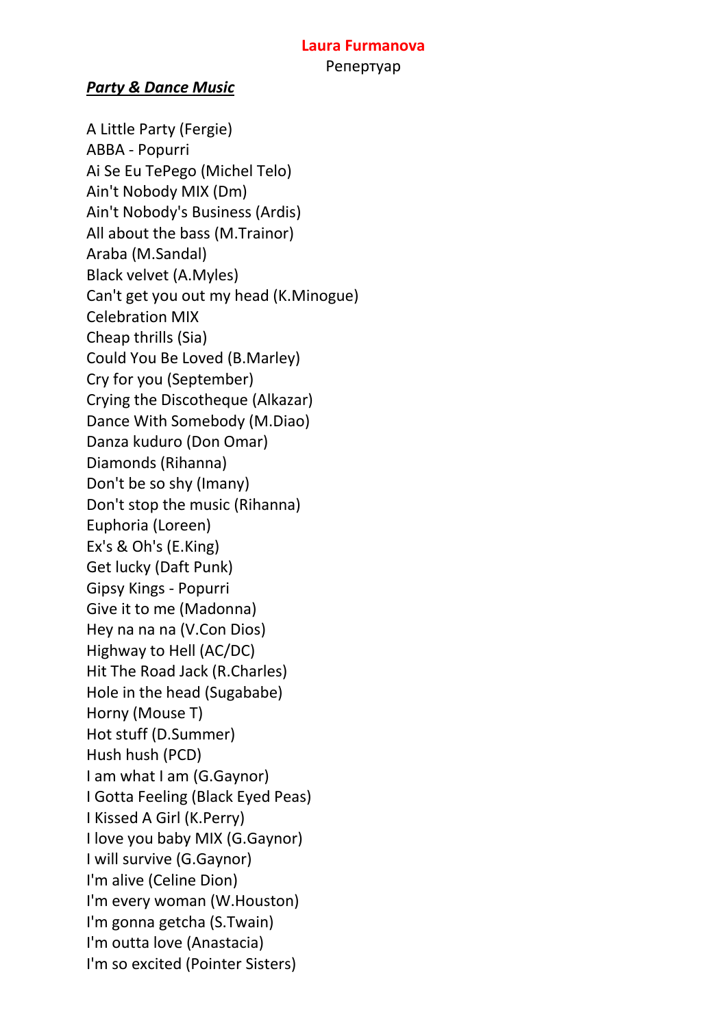**Laura Furmanova**

Репертуар

***Party & Dance Music***

A Little Party (Fergie)
ABBA - Popurri
Ai Se Eu TePego (Michel Telo)
Ain't Nobody MIX (Dm)
Ain't Nobody's Business (Ardis)
All about the bass (M.Trainor)
Araba (M.Sandal)
Black velvet (A.Myles)
Can't get you out my head (K.Minogue)
Celebration MIX
Cheap thrills (Sia)
Could You Be Loved (B.Marley)
Cry for you (September)
Crying the Discotheque (Alkazar)
Dance With Somebody (M.Diao)
Danza kuduro (Don Omar)
Diamonds (Rihanna)
Don't be so shy (Imany)
Don't stop the music (Rihanna)
Euphoria (Loreen)
Ex's & Oh's (E.King)
Get lucky (Daft Punk)
Gipsy Kings - Popurri
Give it to me (Madonna)
Hey na na na (V.Con Dios)
Highway to Hell (AC/DC)
Hit The Road Jack (R.Charles)
Hole in the head (Sugababe)
Horny (Mouse T)
Hot stuff (D.Summer)
Hush hush (PCD)
I am what I am (G.Gaynor)
I Gotta Feeling (Black Eyed Peas)
I Kissed A Girl (K.Perry)
I love you baby MIX (G.Gaynor)
I will survive (G.Gaynor)
I'm alive (Celine Dion)
I'm every woman (W.Houston)
I'm gonna getcha (S.Twain)
I'm outta love (Anastacia)
I'm so excited (Pointer Sisters)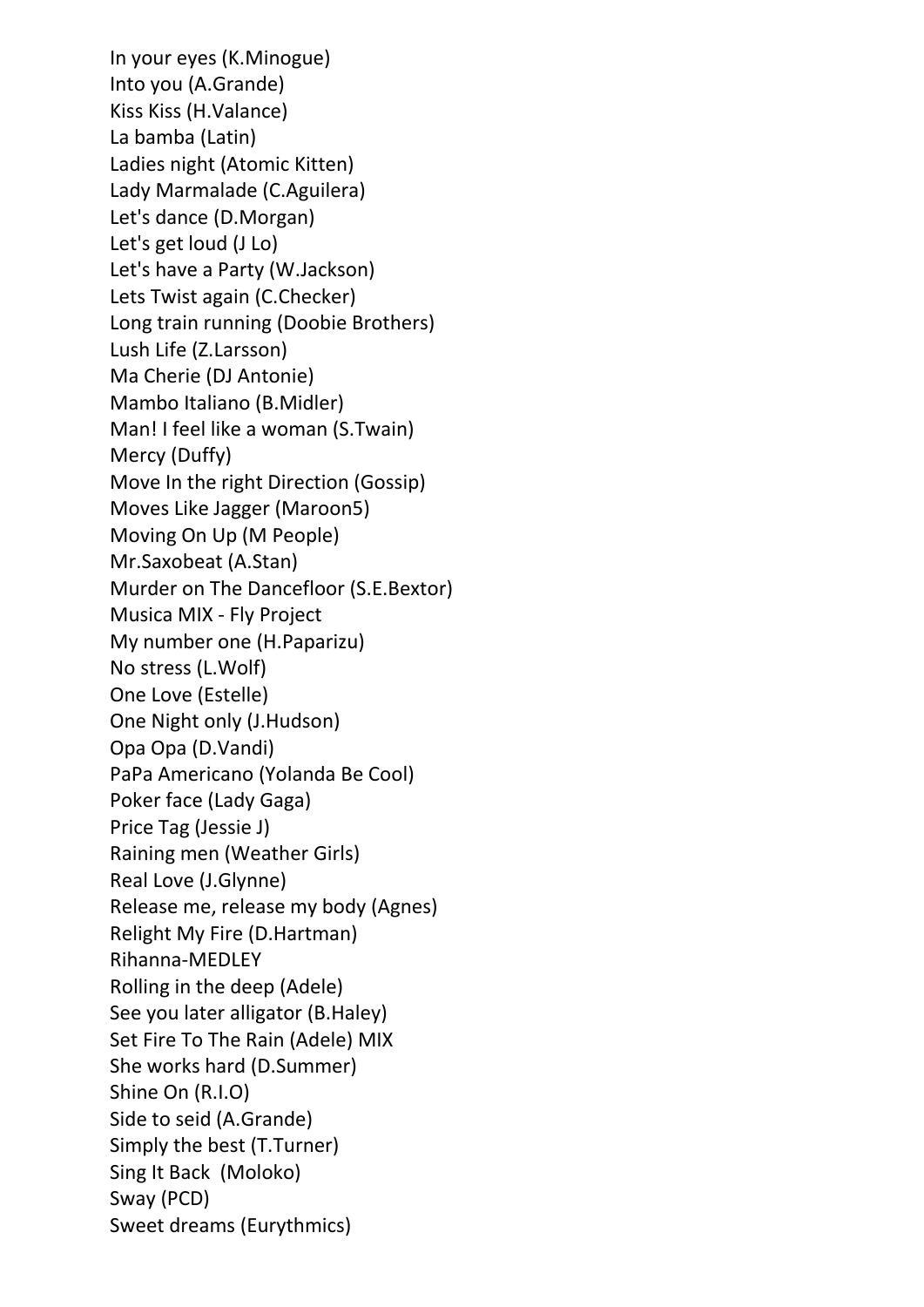In your eyes (K.Minogue)
Into you (A.Grande)
Kiss Kiss (H.Valance)
La bamba (Latin)
Ladies night (Atomic Kitten)
Lady Marmalade (C.Aguilera)
Let's dance (D.Morgan)
Let's get loud (J Lo)
Let's have a Party (W.Jackson)
Lets Twist again (C.Checker)
Long train running (Doobie Brothers)
Lush Life (Z.Larsson)
Ma Cherie (DJ Antonie)
Mambo Italiano (B.Midler)
Man! I feel like a woman (S.Twain)
Mercy (Duffy)
Move In the right Direction (Gossip)
Moves Like Jagger (Maroon5)
Moving On Up (M People)
Mr.Saxobeat (A.Stan)
Murder on The Dancefloor (S.E.Bextor)
Musica MIX - Fly Project
My number one (H.Paparizu)
No stress (L.Wolf)
One Love (Estelle)
One Night only (J.Hudson)
Opa Opa (D.Vandi)
PaPa Americano (Yolanda Be Cool)
Poker face (Lady Gaga)
Price Tag (Jessie J)
Raining men (Weather Girls)
Real Love (J.Glynne)
Release me, release my body (Agnes)
Relight My Fire (D.Hartman)
Rihanna-MEDLEY
Rolling in the deep (Adele)
See you later alligator (B.Haley)
Set Fire To The Rain (Adele) MIX
She works hard (D.Summer)
Shine On (R.I.O)
Side to seid (A.Grande)
Simply the best (T.Turner)
Sing It Back (Moloko)
Sway (PCD)
Sweet dreams (Eurythmics)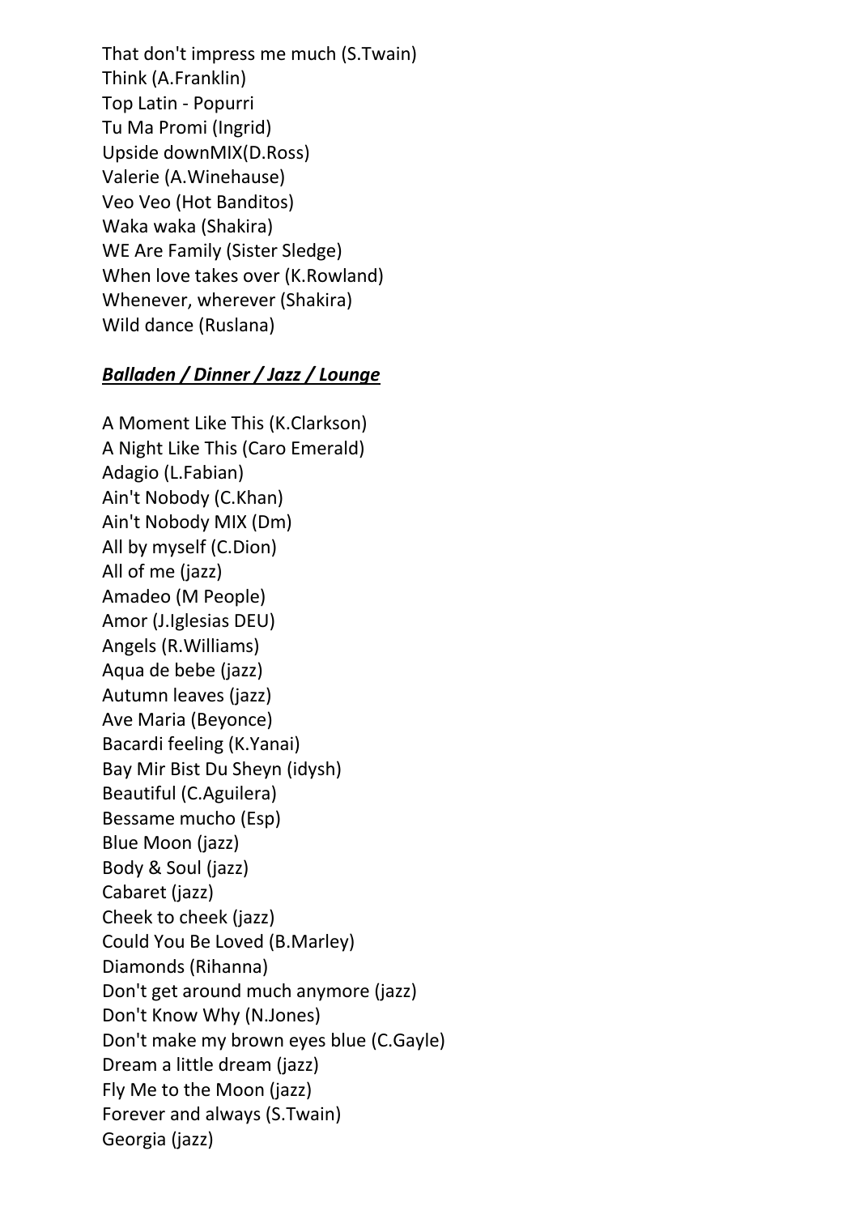That don't impress me much (S.Twain)
Think (A.Franklin)
Top Latin - Popurri
Tu Ma Promi (Ingrid)
Upside downMIX(D.Ross)
Valerie (A.Winehause)
Veo Veo (Hot Banditos)
Waka waka (Shakira)
WE Are Family (Sister Sledge)
When love takes over (K.Rowland)
Whenever, wherever (Shakira)
Wild dance (Ruslana)

***Balladen / Dinner / Jazz / Lounge***

A Moment Like This (K.Clarkson)
A Night Like This (Caro Emerald)
Adagio (L.Fabian)
Ain't Nobody (C.Khan)
Ain't Nobody MIX (Dm)
All by myself (C.Dion)
All of me (jazz)
Amadeo (M People)
Amor (J.Iglesias DEU)
Angels (R.Williams)
Aqua de bebe (jazz)
Autumn leaves (jazz)
Ave Maria (Beyonce)
Bacardi feeling (K.Yanai)
Bay Mir Bist Du Sheyn (idysh)
Beautiful (C.Aguilera)
Bessame mucho (Esp)
Blue Moon (jazz)
Body & Soul (jazz)
Cabaret (jazz)
Cheek to cheek (jazz)
Could You Be Loved (B.Marley)
Diamonds (Rihanna)
Don't get around much anymore (jazz)
Don't Know Why (N.Jones)
Don't make my brown eyes blue (C.Gayle)
Dream a little dream (jazz)
Fly Me to the Moon (jazz)
Forever and always (S.Twain)
Georgia (jazz)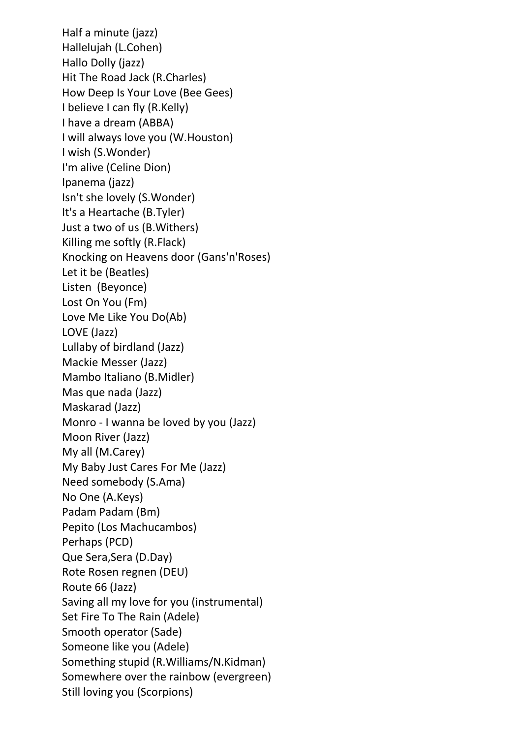Half a minute (jazz)
Hallelujah (L.Cohen)
Hallo Dolly (jazz)
Hit The Road Jack (R.Charles)
How Deep Is Your Love (Bee Gees)
I believe I can fly (R.Kelly)
I have a dream (ABBA)
I will always love you (W.Houston)
I wish (S.Wonder)
I'm alive (Celine Dion)
Ipanema (jazz)
Isn't she lovely (S.Wonder)
It's a Heartache (B.Tyler)
Just a two of us (B.Withers)
Killing me softly (R.Flack)
Knocking on Heavens door (Gans'n'Roses)
Let it be (Beatles)
Listen  (Beyonce)
Lost On You (Fm)
Love Me Like You Do(Ab)
LOVE (Jazz)
Lullaby of birdland (Jazz)
Mackie Messer (Jazz)
Mambo Italiano (B.Midler)
Mas que nada (Jazz)
Maskarad (Jazz)
Monro - I wanna be loved by you (Jazz)
Moon River (Jazz)
My all (M.Carey)
My Baby Just Cares For Me (Jazz)
Need somebody (S.Ama)
No One (A.Keys)
Padam Padam (Bm)
Pepito (Los Machucambos)
Perhaps (PCD)
Que Sera,Sera (D.Day)
Rote Rosen regnen (DEU)
Route 66 (Jazz)
Saving all my love for you (instrumental)
Set Fire To The Rain (Adele)
Smooth operator (Sade)
Someone like you (Adele)
Something stupid (R.Williams/N.Kidman)
Somewhere over the rainbow (evergreen)
Still loving you (Scorpions)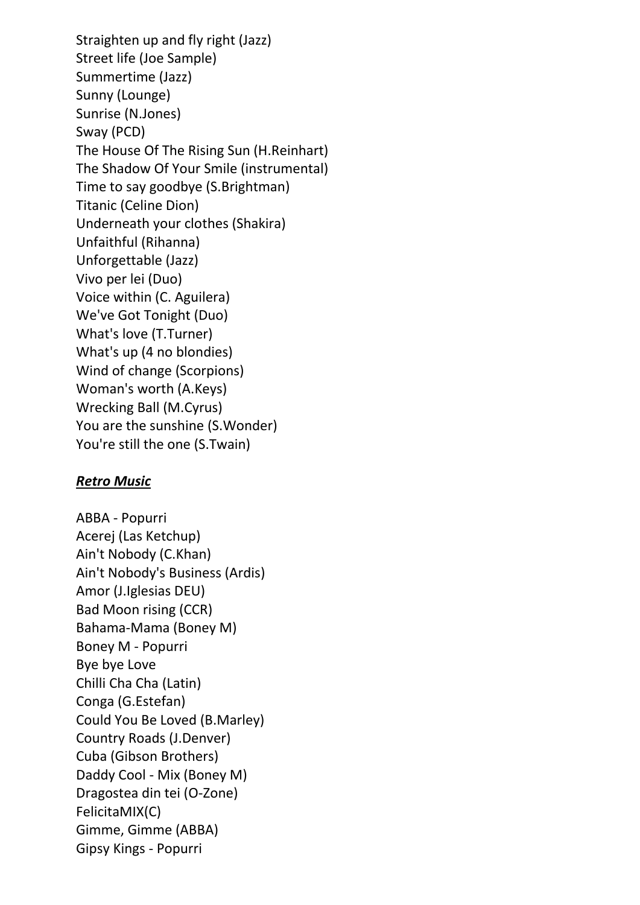Straighten up and fly right (Jazz)
Street life (Joe Sample)
Summertime (Jazz)
Sunny (Lounge)
Sunrise (N.Jones)
Sway (PCD)
The House Of The Rising Sun (H.Reinhart)
The Shadow Of Your Smile (instrumental)
Time to say goodbye (S.Brightman)
Titanic (Celine Dion)
Underneath your clothes (Shakira)
Unfaithful (Rihanna)
Unforgettable (Jazz)
Vivo per lei (Duo)
Voice within (C. Aguilera)
We've Got Tonight (Duo)
What's love (T.Turner)
What's up (4 no blondies)
Wind of change (Scorpions)
Woman's worth (A.Keys)
Wrecking Ball (M.Cyrus)
You are the sunshine (S.Wonder)
You're still the one (S.Twain)

***Retro Music***

ABBA - Popurri
Acerej (Las Ketchup)
Ain't Nobody (C.Khan)
Ain't Nobody's Business (Ardis)
Amor (J.Iglesias DEU)
Bad Moon rising (CCR)
Bahama-Mama (Boney M)
Boney M - Popurri
Bye bye Love
Chilli Cha Cha (Latin)
Conga (G.Estefan)
Could You Be Loved (B.Marley)
Country Roads (J.Denver)
Cuba (Gibson Brothers)
Daddy Cool - Mix (Boney M)
Dragostea din tei (O-Zone)
FelicitaMIX(C)
Gimme, Gimme (ABBA)
Gipsy Kings - Popurri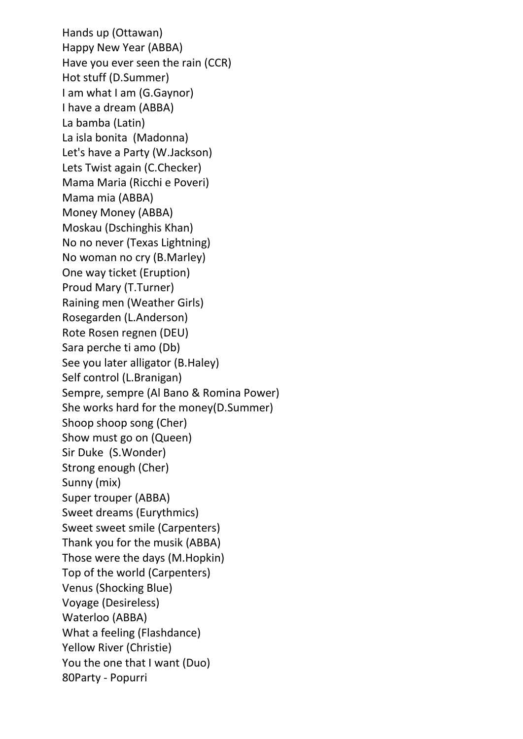Hands up (Ottawan)
Happy New Year (ABBA)
Have you ever seen the rain (CCR)
Hot stuff (D.Summer)
I am what I am (G.Gaynor)
I have a dream (ABBA)
La bamba (Latin)
La isla bonita  (Madonna)
Let's have a Party (W.Jackson)
Lets Twist again (C.Checker)
Mama Maria (Ricchi e Poveri)
Mama mia (ABBA)
Money Money (ABBA)
Moskau (Dschinghis Khan)
No no never (Texas Lightning)
No woman no cry (B.Marley)
One way ticket (Eruption)
Proud Mary (T.Turner)
Raining men (Weather Girls)
Rosegarden (L.Anderson)
Rote Rosen regnen (DEU)
Sara perche ti amo (Db)
See you later alligator (B.Haley)
Self control (L.Branigan)
Sempre, sempre (Al Bano & Romina Power)
She works hard for the money(D.Summer)
Shoop shoop song (Cher)
Show must go on (Queen)
Sir Duke  (S.Wonder)
Strong enough (Cher)
Sunny (mix)
Super trouper (ABBA)
Sweet dreams (Eurythmics)
Sweet sweet smile (Carpenters)
Thank you for the musik (ABBA)
Those were the days (M.Hopkin)
Top of the world (Carpenters)
Venus (Shocking Blue)
Voyage (Desireless)
Waterloo (ABBA)
What a feeling (Flashdance)
Yellow River (Christie)
You the one that I want (Duo)
80Party - Popurri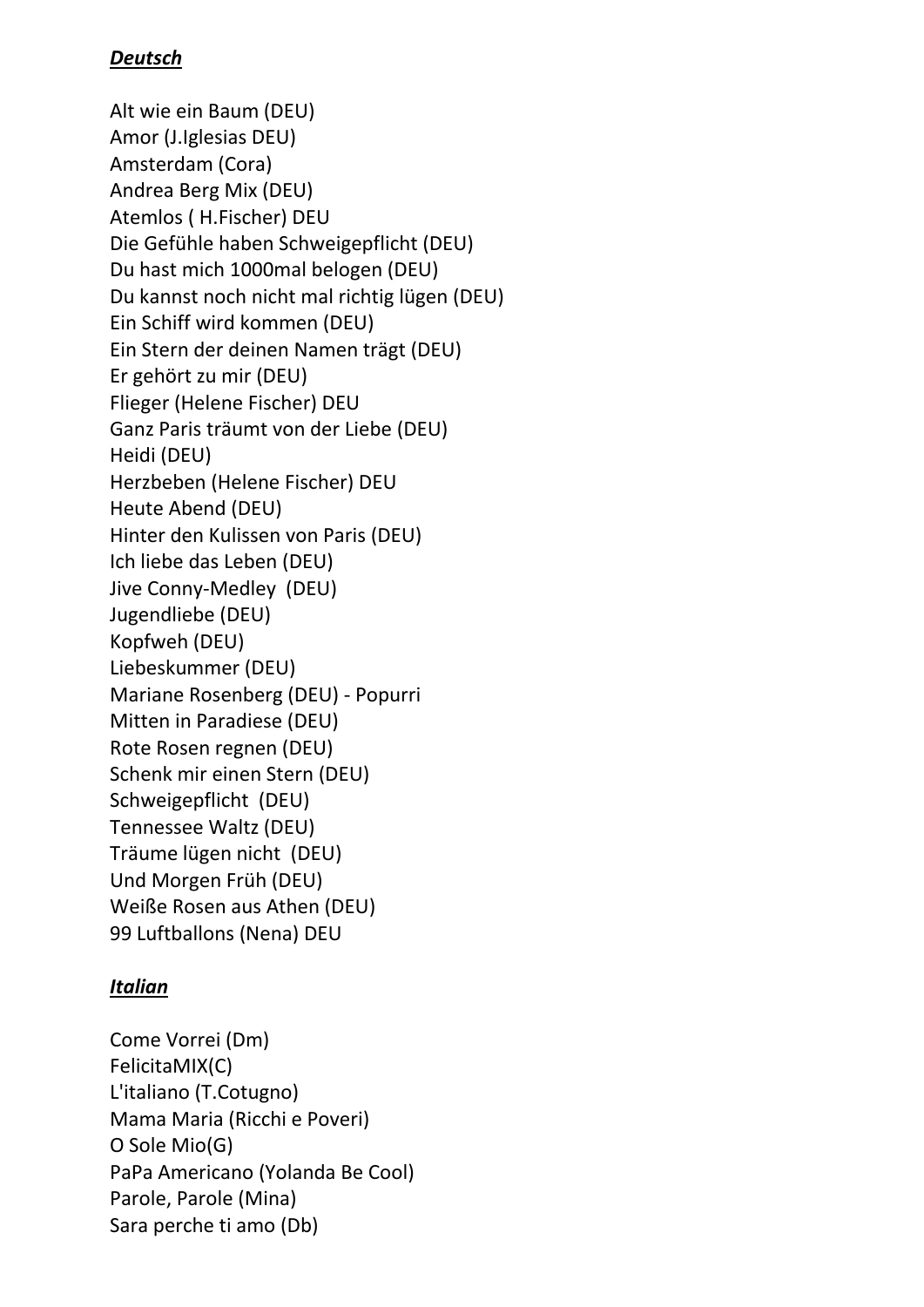## ***Deutsch***

Alt wie ein Baum (DEU)  
Amor (J.Iglesias DEU)  
Amsterdam (Cora)  
Andrea Berg Mix (DEU)  
Atemlos ( H.Fischer) DEU  
Die Gefühle haben Schweigepflicht (DEU)  
Du hast mich 1000mal belogen (DEU)  
Du kannst noch nicht mal richtig lügen (DEU)  
Ein Schiff wird kommen (DEU)  
Ein Stern der deinen Namen trägt (DEU)  
Er gehört zu mir (DEU)  
Flieger (Helene Fischer) DEU  
Ganz Paris träumt von der Liebe (DEU)  
Heidi (DEU)  
Herzbeben (Helene Fischer) DEU  
Heute Abend (DEU)  
Hinter den Kulissen von Paris (DEU)  
Ich liebe das Leben (DEU)  
Jive Conny-Medley (DEU)  
Jugendliebe (DEU)  
Kopfweh (DEU)  
Liebeskummer (DEU)  
Mariane Rosenberg (DEU) - Popurri  
Mitten in Paradiese (DEU)  
Rote Rosen regnen (DEU)  
Schenk mir einen Stern (DEU)  
Schweigepflicht (DEU)  
Tennessee Waltz (DEU)  
Träume lügen nicht (DEU)  
Und Morgen Früh (DEU)  
Weiße Rosen aus Athen (DEU)  
99 Luftballons (Nena) DEU

## ***Italian***

Come Vorrei (Dm)  
FelicitaMIX(C)  
L'italiano (T.Cotugno)  
Mama Maria (Ricchi e Poveri)  
O Sole Mio(G)  
PaPa Americano (Yolanda Be Cool)  
Parole, Parole (Mina)  
Sara perche ti amo (Db)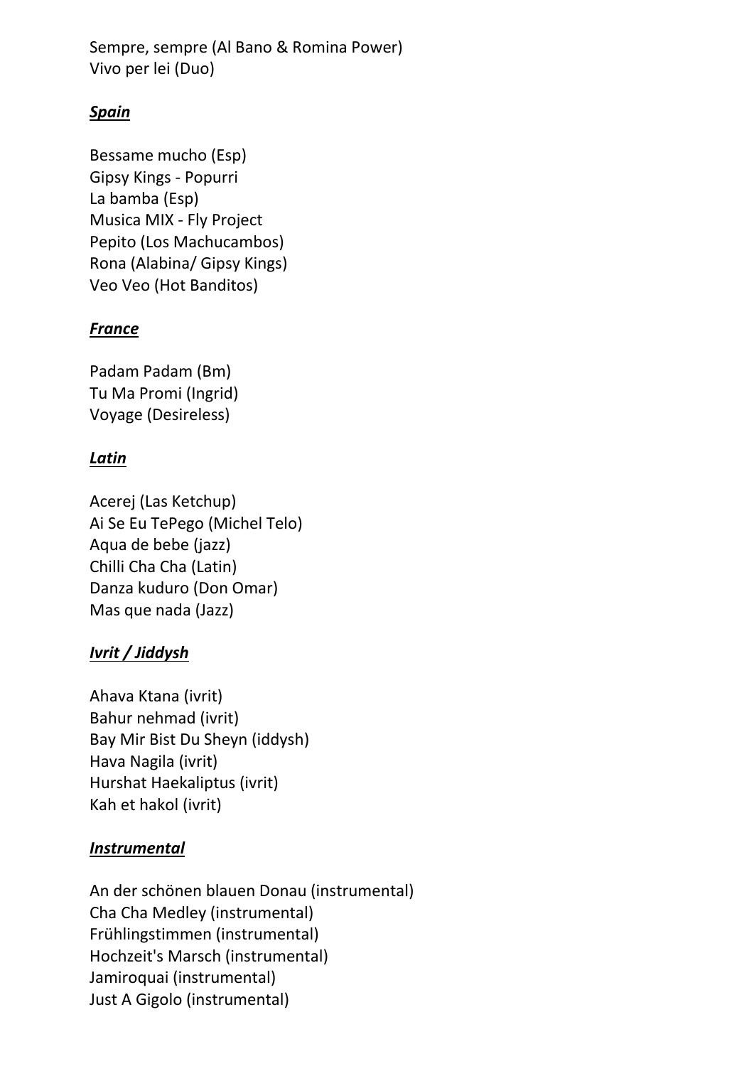Sempre, sempre (Al Bano & Romina Power)
Vivo per lei (Duo)

***Spain***

Bessame mucho (Esp)
Gipsy Kings - Popurri
La bamba (Esp)
Musica MIX - Fly Project
Pepito (Los Machucambos)
Rona (Alabina/ Gipsy Kings)
Veo Veo (Hot Banditos)

***France***

Padam Padam (Bm)
Tu Ma Promi (Ingrid)
Voyage (Desireless)

***Latin***

Acerej (Las Ketchup)
Ai Se Eu TePego (Michel Telo)
Aqua de bebe (jazz)
Chilli Cha Cha (Latin)
Danza kuduro (Don Omar)
Mas que nada (Jazz)

***Ivrit / Jiddysh***

Ahava Ktana (ivrit)
Bahur nehmad (ivrit)
Bay Mir Bist Du Sheyn (iddysh)
Hava Nagila (ivrit)
Hurshat Haekaliptus (ivrit)
Kah et hakol (ivrit)

***Instrumental***

An der schönen blauen Donau (instrumental)
Cha Cha Medley (instrumental)
Frühlingstimmen (instrumental)
Hochzeit's Marsch (instrumental)
Jamiroquai (instrumental)
Just A Gigolo (instrumental)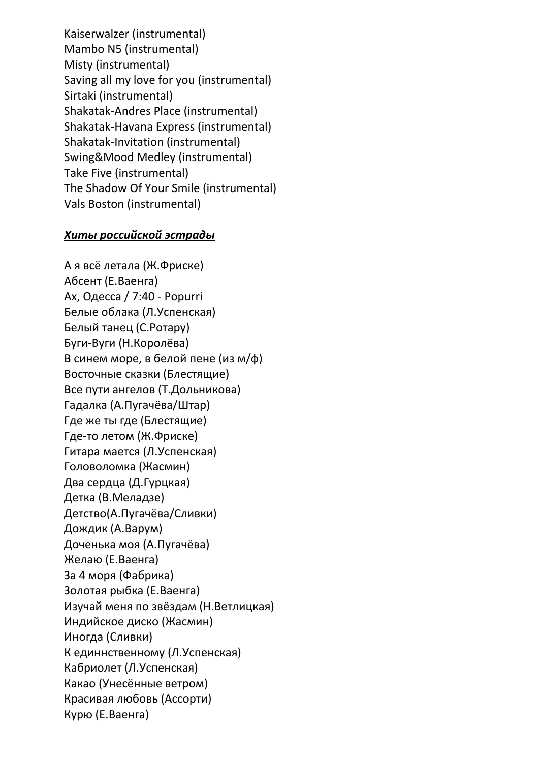Kaiserwalzer (instrumental)
Mambo N5 (instrumental)
Misty (instrumental)
Saving all my love for you (instrumental)
Sirtaki (instrumental)
Shakatak-Andres Place (instrumental)
Shakatak-Havana Express (instrumental)
Shakatak-Invitation (instrumental)
Swing&Mood Medley (instrumental)
Take Five (instrumental)
The Shadow Of Your Smile (instrumental)
Vals Boston (instrumental)

***<u>Хиты российской эстрады</u>***

А я всё летала (Ж.Фриске)
Абсент (Е.Ваенга)
Ах, Одесса / 7:40 - Popurri
Белые облака (Л.Успенская)
Белый танец (С.Ротару)
Буги-Вуги (Н.Королёва)
В синем море, в белой пене (из м/ф)
Восточные сказки (Блестящие)
Все пути ангелов (Т.Дольникова)
Гадалка (А.Пугачёва/Штар)
Где же ты где (Блестящие)
Где-то летом (Ж.Фриске)
Гитара мается (Л.Успенская)
Головоломка (Жасмин)
Два сердца (Д.Гурцкая)
Детка (В.Меладзе)
Детство(А.Пугачёва/Сливки)
Дождик (А.Варум)
Доченька моя (А.Пугачёва)
Желаю (Е.Ваенга)
За 4 моря (Фабрика)
Золотая рыбка (Е.Ваенга)
Изучай меня по звёздам (Н.Ветлицкая)
Индийское диско (Жасмин)
Иногда (Сливки)
К единнственному (Л.Успенская)
Кабриолет (Л.Успенская)
Какао (Унесённые ветром)
Красивая любовь (Ассорти)
Курю (Е.Ваенга)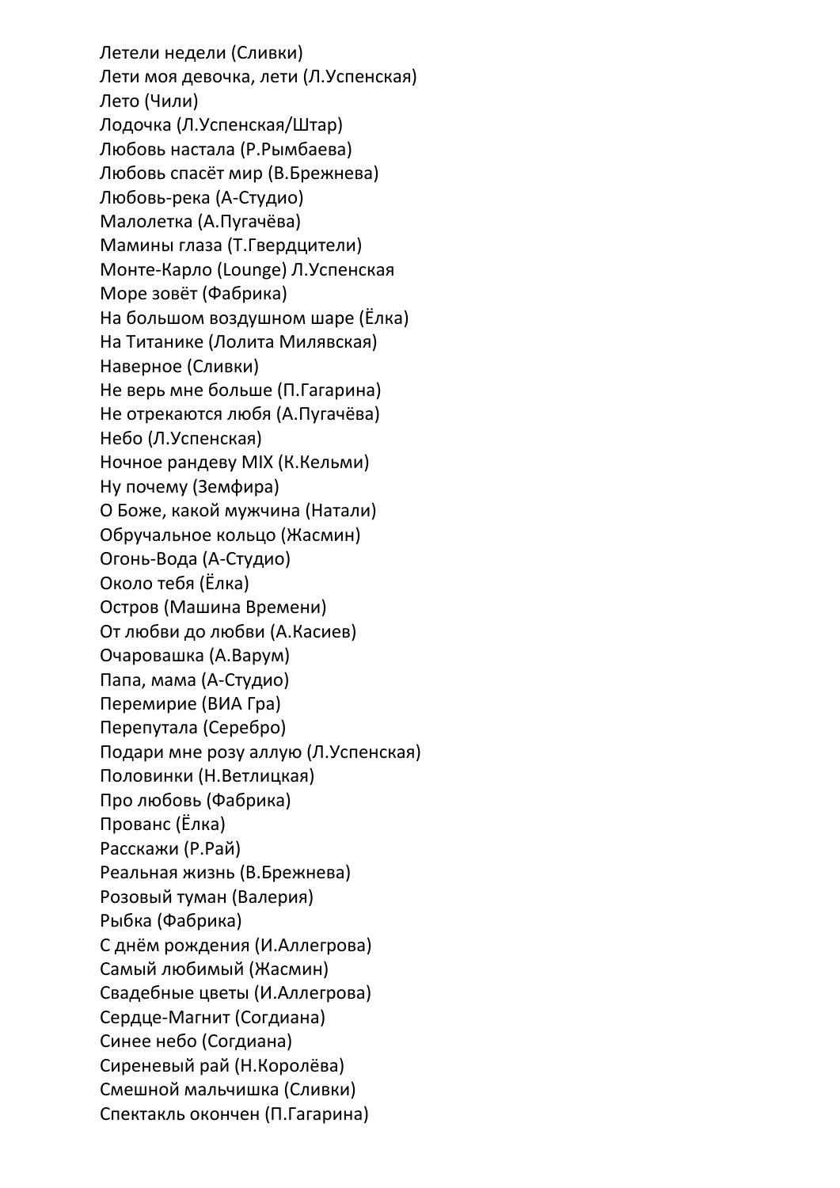Летели недели (Сливки)
Лети моя девочка, лети (Л.Успенская)
Лето (Чили)
Лодочка (Л.Успенская/Штар)
Любовь настала (Р.Рымбаева)
Любовь спасёт мир (В.Брежнева)
Любовь-река (А-Студио)
Малолетка (А.Пугачёва)
Мамины глаза (Т.Гвердцители)
Монте-Карло (Lounge) Л.Успенская
Море зовёт (Фабрика)
На большом воздушном шаре (Ёлка)
На Титанике (Лолита Милявская)
Наверное (Сливки)
Не верь мне больше (П.Гагарина)
Не отрекаются любя (А.Пугачёва)
Небо (Л.Успенская)
Ночное рандеву MIX (К.Кельми)
Ну почему (Земфира)
О Боже, какой мужчина (Натали)
Обручальное кольцо (Жасмин)
Огонь-Вода (А-Студио)
Около тебя (Ёлка)
Остров (Машина Времени)
От любви до любви (А.Касиев)
Очаровашка (А.Варум)
Папа, мама (А-Студио)
Перемирие (ВИА Гра)
Перепутала (Серебро)
Подари мне розу аллую (Л.Успенская)
Половинки (Н.Ветлицкая)
Про любовь (Фабрика)
Прованс (Ёлка)
Расскажи (Р.Рай)
Реальная жизнь (В.Брежнева)
Розовый туман (Валерия)
Рыбка (Фабрика)
С днём рождения (И.Аллегрова)
Самый любимый (Жасмин)
Свадебные цветы (И.Аллегрова)
Сердце-Магнит (Согдиана)
Синее небо (Согдиана)
Сиреневый рай (Н.Королёва)
Смешной мальчишка (Сливки)
Спектакль окончен (П.Гагарина)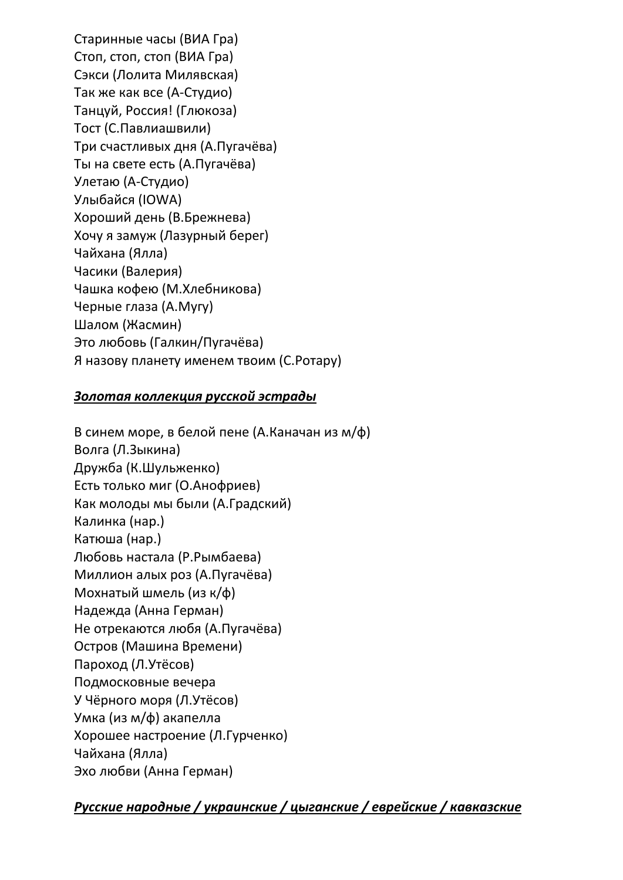Старинные часы (ВИА Гра)
Стоп, стоп, стоп (ВИА Гра)
Сэкси (Лолита Милявская)
Так же как все (А-Студио)
Танцуй, Россия! (Глюкоза)
Тост (С.Павлиашвили)
Три счастливых дня (А.Пугачёва)
Ты на свете есть (А.Пугачёва)
Улетаю (А-Студио)
Улыбайся (IOWA)
Хороший день (В.Брежнева)
Хочу я замуж (Лазурный берег)
Чайхана (Ялла)
Часики (Валерия)
Чашка кофею (М.Хлебникова)
Черные глаза (А.Мугу)
Шалом (Жасмин)
Это любовь (Галкин/Пугачёва)
Я назову планету именем твоим (С.Ротару)

***<u>Золотая коллекция русской эстрады</u>***

В синем море, в белой пене (А.Каначан из м/ф)
Волга (Л.Зыкина)
Дружба (К.Шульженко)
Есть только миг (О.Анофриев)
Как молоды мы были (А.Градский)
Калинка (нар.)
Катюша (нар.)
Любовь настала (Р.Рымбаева)
Миллион алых роз (А.Пугачёва)
Мохнатый шмель (из к/ф)
Надежда (Анна Герман)
Не отрекаются любя (А.Пугачёва)
Остров (Машина Времени)
Пароход (Л.Утёсов)
Подмосковные вечера
У Чёрного моря (Л.Утёсов)
Умка (из м/ф) акапелла
Хорошее настроение (Л.Гурченко)
Чайхана (Ялла)
Эхо любви (Анна Герман)

***<u>Русские народные / украинские / цыганские / еврейские / кавказские</u>***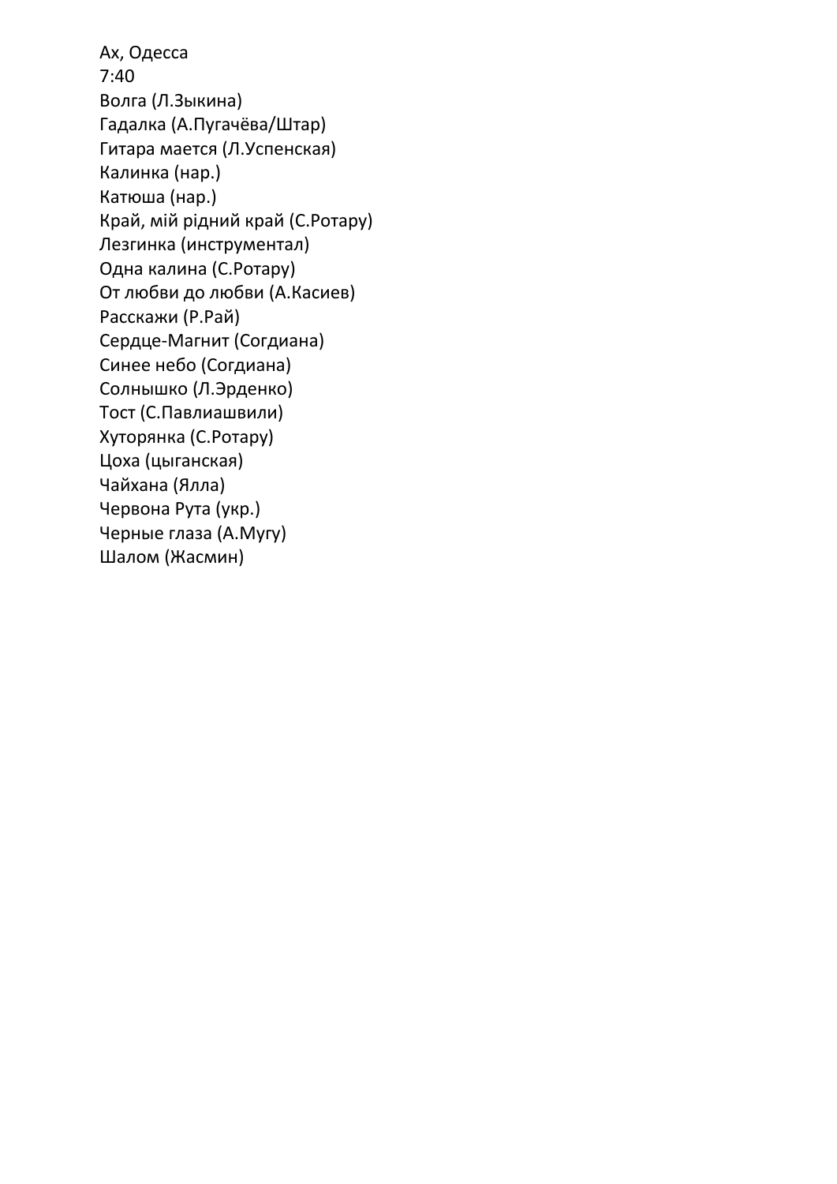Ах, Одесса
7:40
Волга (Л.Зыкина)
Гадалка (А.Пугачёва/Штар)
Гитара мается (Л.Успенская)
Калинка (нар.)
Катюша (нар.)
Край, мій рідний край (С.Ротару)
Лезгинка (инструментал)
Одна калина (С.Ротару)
От любви до любви (А.Касиев)
Расскажи (Р.Рай)
Сердце-Магнит (Согдиана)
Синее небо (Согдиана)
Солнышко (Л.Эрденко)
Тост (С.Павлиашвили)
Хуторянка (С.Ротару)
Цоха (цыганская)
Чайхана (Ялла)
Червона Рута (укр.)
Черные глаза (А.Мугу)
Шалом (Жасмин)